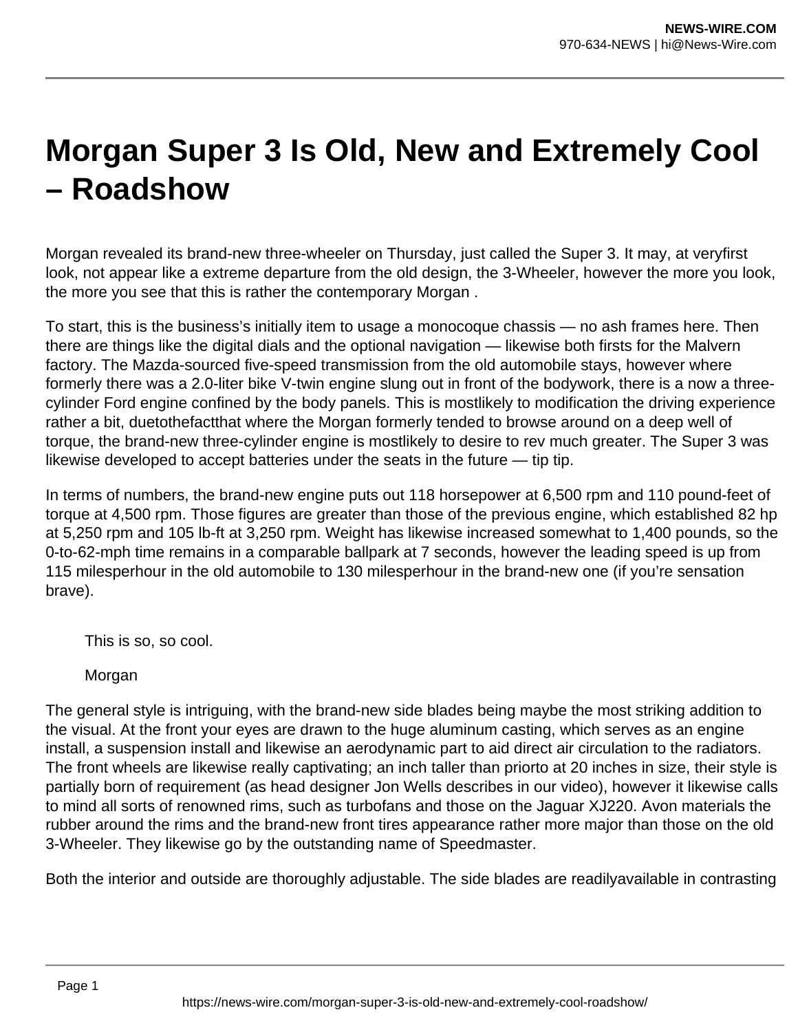# Morgan Super 3 Is Old, New and Extremely Cool – Roadshow

Morgan revealed its brand-new three-wheeler on Thursday, just called the Super 3. It may, at veryfirst look, not appear like a extreme departure from the old design, the 3-Wheeler, however the more you look, the more you see that this is rather the contemporary Morgan .

To start, this is the business's initially item to usage a monocoque chassis — no ash frames here. Then there are things like the digital dials and the optional navigation — likewise both firsts for the Malvern factory. The Mazda-sourced five-speed transmission from the old automobile stays, however where formerly there was a 2.0-liter bike V-twin engine slung out in front of the bodywork, there is a now a three-cylinder Ford engine confined by the body panels. This is mostlikely to modification the driving experience rather a bit, duetothefactthat where the Morgan formerly tended to browse around on a deep well of torque, the brand-new three-cylinder engine is mostlikely to desire to rev much greater. The Super 3 was likewise developed to accept batteries under the seats in the future — tip tip.

In terms of numbers, the brand-new engine puts out 118 horsepower at 6,500 rpm and 110 pound-feet of torque at 4,500 rpm. Those figures are greater than those of the previous engine, which established 82 hp at 5,250 rpm and 105 lb-ft at 3,250 rpm. Weight has likewise increased somewhat to 1,400 pounds, so the 0-to-62-mph time remains in a comparable ballpark at 7 seconds, however the leading speed is up from 115 milesperhour in the old automobile to 130 milesperhour in the brand-new one (if you're sensation brave).

> This is so, so cool.
>
> Morgan

The general style is intriguing, with the brand-new side blades being maybe the most striking addition to the visual. At the front your eyes are drawn to the huge aluminum casting, which serves as an engine install, a suspension install and likewise an aerodynamic part to aid direct air circulation to the radiators. The front wheels are likewise really captivating; an inch taller than priorto at 20 inches in size, their style is partially born of requirement (as head designer Jon Wells describes in our video), however it likewise calls to mind all sorts of renowned rims, such as turbofans and those on the Jaguar XJ220. Avon materials the rubber around the rims and the brand-new front tires appearance rather more major than those on the old 3-Wheeler. They likewise go by the outstanding name of Speedmaster.

Both the interior and outside are thoroughly adjustable. The side blades are readilyavailable in contrasting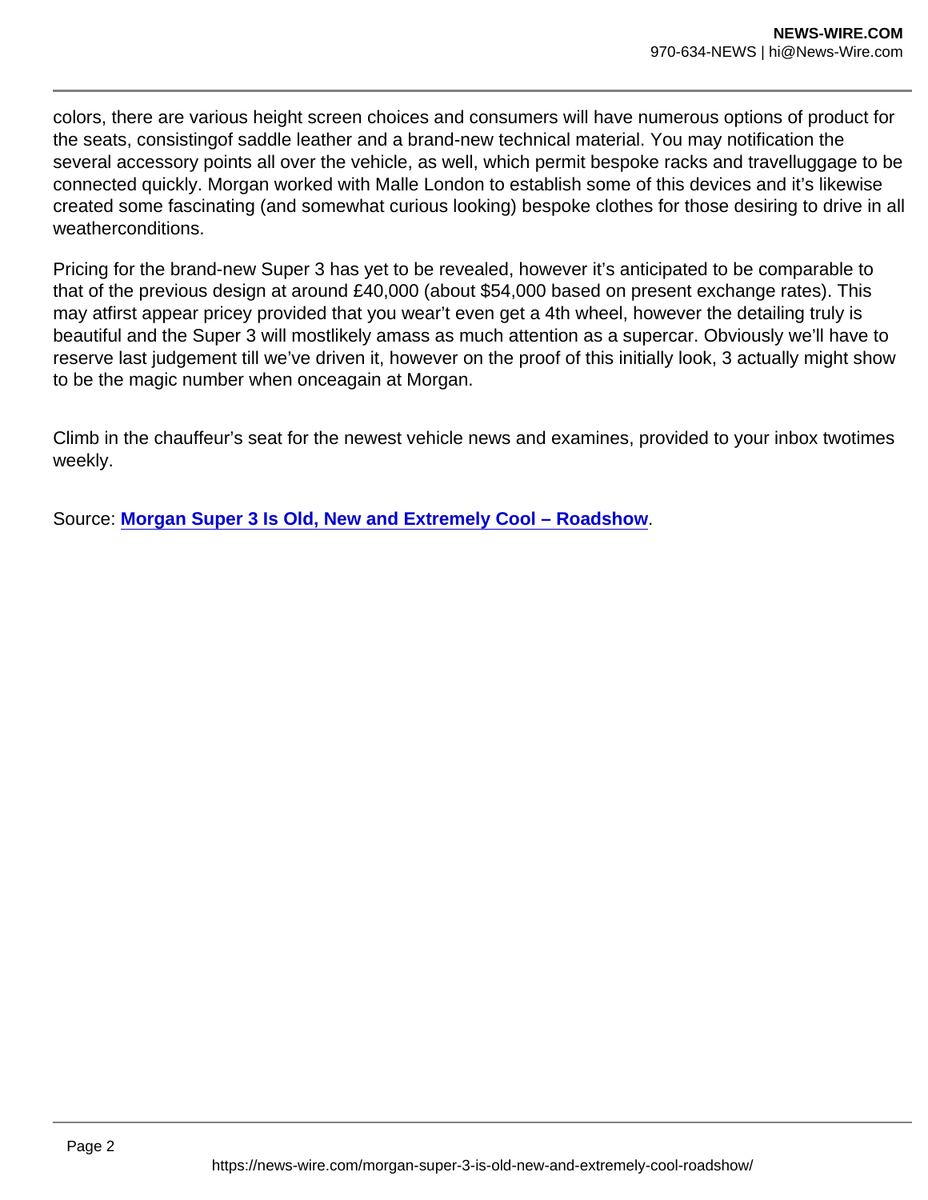colors, there are various height screen choices and consumers will have numerous options of product for the seats, consistingof saddle leather and a brand-new technical material. You may notification the several accessory points all over the vehicle, as well, which permit bespoke racks and travelluggage to be connected quickly. Morgan worked with Malle London to establish some of this devices and it's likewise created some fascinating (and somewhat curious looking) bespoke clothes for those desiring to drive in all weatherconditions.

Pricing for the brand-new Super 3 has yet to be revealed, however it's anticipated to be comparable to that of the previous design at around £40,000 (about $54,000 based on present exchange rates). This may atfirst appear pricey provided that you wear't even get a 4th wheel, however the detailing truly is beautiful and the Super 3 will mostlikely amass as much attention as a supercar. Obviously we'll have to reserve last judgement till we've driven it, however on the proof of this initially look, 3 actually might show to be the magic number when onceagain at Morgan.

Climb in the chauffeur's seat for the newest vehicle news and examines, provided to your inbox twotimes weekly.

Source: **[Morgan Super 3 Is Old, New and Extremely Cool – Roadshow](https://news-wire.com/morgan-super-3-is-old-new-and-extremely-cool-roadshow/)**.